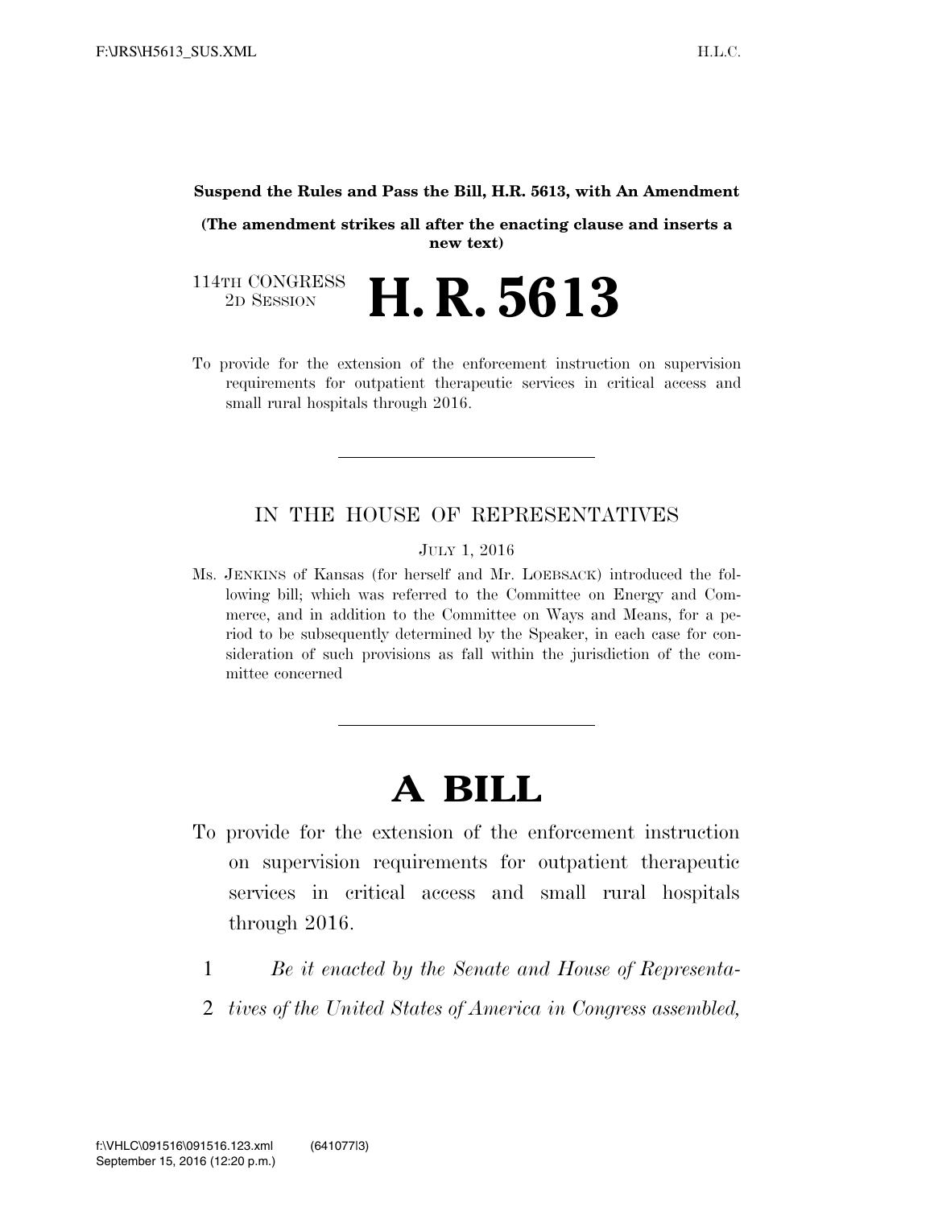**Suspend the Rules and Pass the Bill, H.R. 5613, with An Amendment**

**(The amendment strikes all after the enacting clause and inserts a new text)**

114TH CONGRESS
2D SESSION

# H. R. 5613

To provide for the extension of the enforcement instruction on supervision requirements for outpatient therapeutic services in critical access and small rural hospitals through 2016.

---

IN THE HOUSE OF REPRESENTATIVES

JULY 1, 2016

Ms. JENKINS of Kansas (for herself and Mr. LOEBSACK) introduced the following bill; which was referred to the Committee on Energy and Commerce, and in addition to the Committee on Ways and Means, for a period to be subsequently determined by the Speaker, in each case for consideration of such provisions as fall within the jurisdiction of the committee concerned

---

# A BILL

To provide for the extension of the enforcement instruction on supervision requirements for outpatient therapeutic services in critical access and small rural hospitals through 2016.

1 *Be it enacted by the Senate and House of Representa-*
2 *tives of the United States of America in Congress assembled,*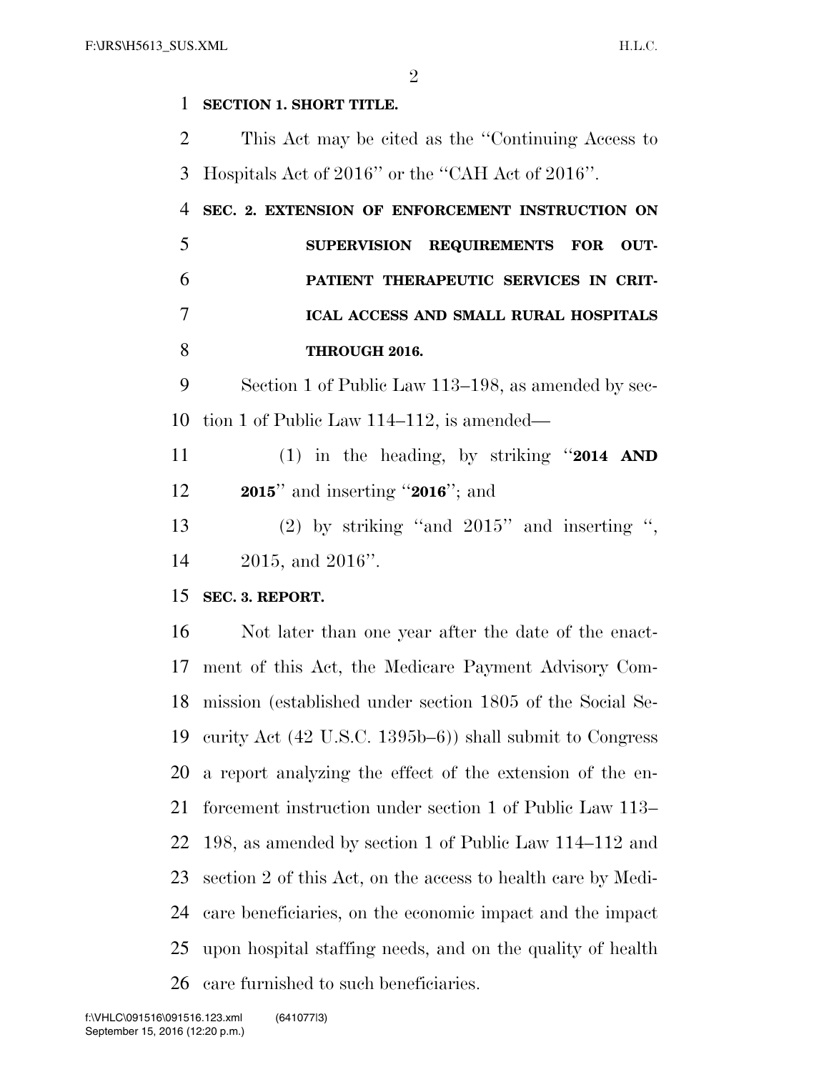**SECTION 1. SHORT TITLE.**

This Act may be cited as the ''Continuing Access to Hospitals Act of 2016'' or the ''CAH Act of 2016''.

**SEC. 2. EXTENSION OF ENFORCEMENT INSTRUCTION ON SUPERVISION REQUIREMENTS FOR OUTPATIENT THERAPEUTIC SERVICES IN CRITICAL ACCESS AND SMALL RURAL HOSPITALS THROUGH 2016.**

Section 1 of Public Law 113–198, as amended by section 1 of Public Law 114–112, is amended—

(1) in the heading, by striking ''**2014 AND 2015**'' and inserting ''**2016**''; and

(2) by striking ''and 2015'' and inserting '', 2015, and 2016''.

**SEC. 3. REPORT.**

Not later than one year after the date of the enactment of this Act, the Medicare Payment Advisory Commission (established under section 1805 of the Social Security Act (42 U.S.C. 1395b–6)) shall submit to Congress a report analyzing the effect of the extension of the enforcement instruction under section 1 of Public Law 113–198, as amended by section 1 of Public Law 114–112 and section 2 of this Act, on the access to health care by Medicare beneficiaries, on the economic impact and the impact upon hospital staffing needs, and on the quality of health care furnished to such beneficiaries.